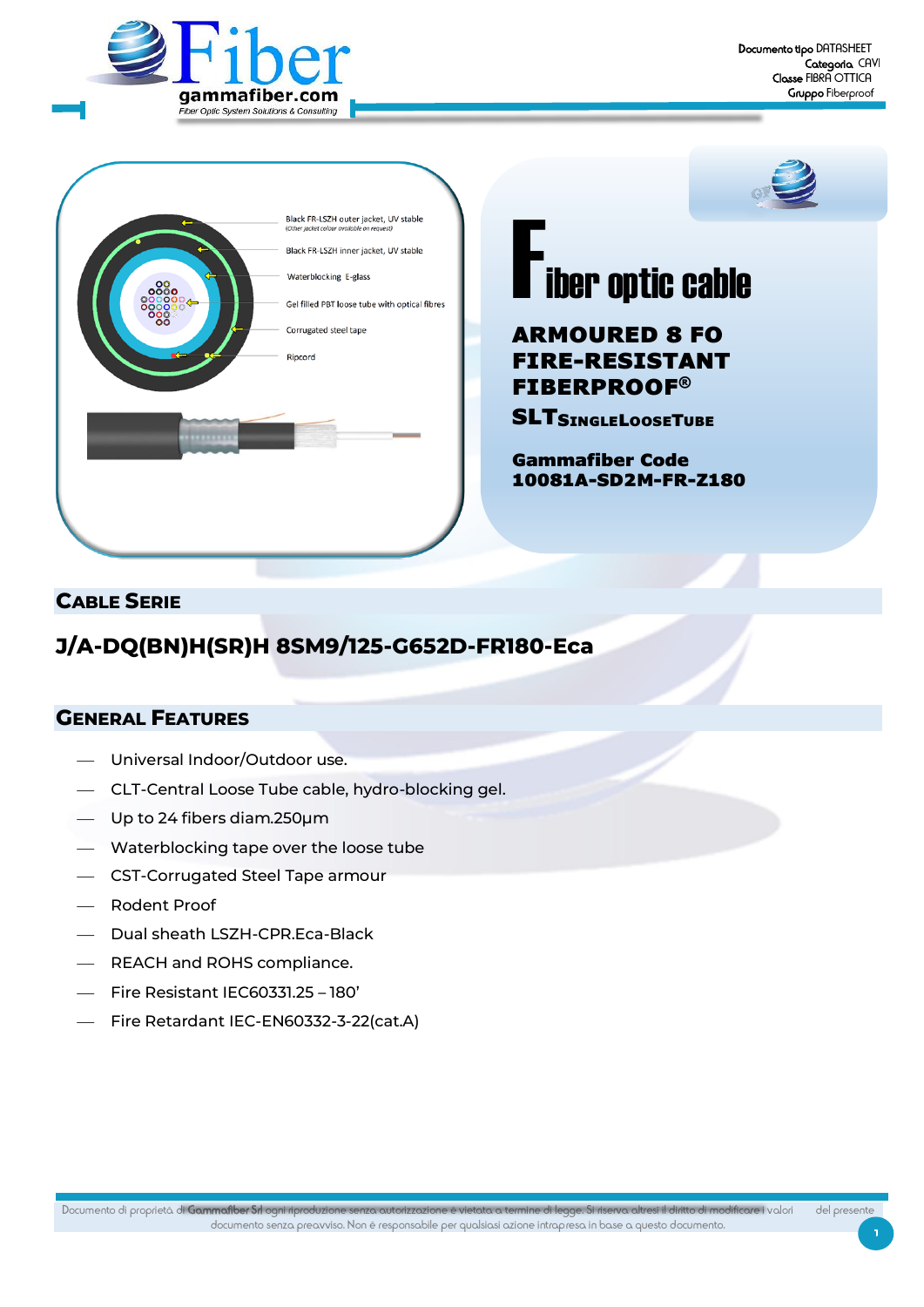Documento tipo DATASHEET
Categoria CAVI
Classe FIBRA OTTICA
Gruppo Fiberproof

Black FR-LSZH outer jacket, UV stable
(Other jacket colour available on request)

Black FR-LSZH inner jacket, UV stable

Waterblocking E-glass

Gel filled PBT loose tube with optical fibres

Corrugated steel tape

Ripcord

# Fiber optic cable

## ARMOURED 8 FO FIRE-RESISTANT FIBERPROOF®

**SLT SINGLE LOOSE TUBE**

**Gammafiber Code**
**10081A-SD2M-FR-Z180**

## CABLE SERIE

### J/A-DQ(BN)H(SR)H 8SM9/125-G652D-FR180-Eca

## GENERAL FEATURES

- Universal Indoor/Outdoor use.
- CLT-Central Loose Tube cable, hydro-blocking gel.
- Up to 24 fibers diam.250µm
- Waterblocking tape over the loose tube
- CST-Corrugated Steel Tape armour
- Rodent Proof
- Dual sheath LSZH-CPR.Eca-Black
- REACH and ROHS compliance.
- Fire Resistant IEC60331.25 – 180'
- Fire Retardant IEC-EN60332-3-22(cat.A)

Documento di proprietà di Gammafiber Srl ogni riproduzione senza autorizzazione è vietata a termine di legge. Si riserva altresì il diritto di modificare i valori del presente documento senza preavviso. Non è responsabile per qualsiasi azione intrapresa in base a questo documento.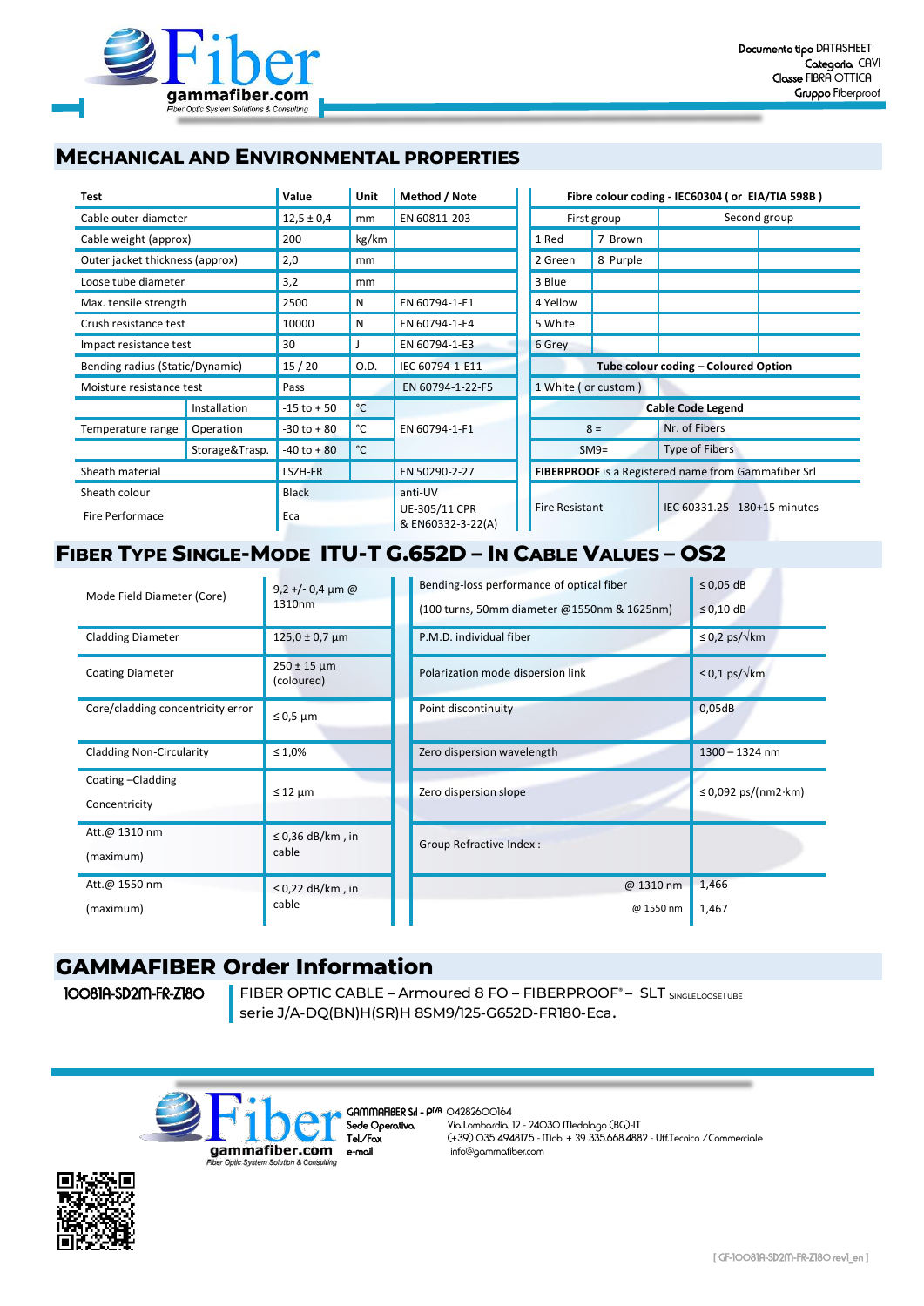## Mechanical and Environmental Properties

| Test | | Value | Unit | Method / Note |
|---|---|---|---|---|
| Cable outer diameter | | 12,5 ± 0,4 | mm | EN 60811-203 |
| Cable weight (approx) | | 200 | kg/km | |
| Outer jacket thickness (approx) | | 2,0 | mm | |
| Loose tube diameter | | 3,2 | mm | |
| Max. tensile strength | | 2500 | N | EN 60794-1-E1 |
| Crush resistance test | | 10000 | N | EN 60794-1-E4 |
| Impact resistance test | | 30 | J | EN 60794-1-E3 |
| Bending radius (Static/Dynamic) | | 15 / 20 | O.D. | IEC 60794-1-E11 |
| Moisture resistance test | | Pass | | EN 60794-1-22-F5 |
| Temperature range | Installation | -15 to + 50 | °C | EN 60794-1-F1 |
| | Operation | -30 to + 80 | °C | |
| | Storage&Trasp. | -40 to + 80 | °C | |
| Sheath material | | LSZH-FR | | EN 50290-2-27 |
| Sheath colour | | Black | | anti-UV |
| Fire Performance | | Eca | | UE-305/11 CPR & EN60332-3-22(A) |

| Fibre colour coding - IEC60304 ( or EIA/TIA 598B ) | | | |
|---|---|---|---|
| First group | | Second group | |
| 1 Red | 7 Brown | | |
| 2 Green | 8 Purple | | |
| 3 Blue | | | |
| 4 Yellow | | | |
| 5 White | | | |
| 6 Grey | | | |
| **Tube colour coding – Coloured Option** | | | |
| 1 White ( or custom ) | | | |
| **Cable Code Legend** | | | |
| 8 = | | Nr. of Fibers | |
| SM9= | | Type of Fibers | |
| **FIBERPROOF** is a Registered name from Gammafiber Srl | | | |
| Fire Resistant | | IEC 60331.25 180+15 minutes | |

## Fiber Type Single-Mode ITU-T G.652D – In Cable Values – OS2

| | | | |
|---|---|---|---|
| Mode Field Diameter (Core) | 9,2 +/- 0,4 µm @ 1310nm | Bending-loss performance of optical fiber (100 turns, 50mm diameter @1550nm & 1625nm) | ≤ 0,05 dB<br>≤ 0,10 dB |
| Cladding Diameter | 125,0 ± 0,7 µm | P.M.D. individual fiber | ≤ 0,2 ps/√km |
| Coating Diameter | 250 ± 15 µm (coloured) | Polarization mode dispersion link | ≤ 0,1 ps/√km |
| Core/cladding concentricity error | ≤ 0,5 µm | Point discontinuity | 0,05dB |
| Cladding Non-Circularity | ≤ 1,0% | Zero dispersion wavelength | 1300 – 1324 nm |
| Coating –Cladding Concentricity | ≤ 12 µm | Zero dispersion slope | ≤ 0,092 ps/(nm2·km) |
| Att.@ 1310 nm (maximum) | ≤ 0,36 dB/km , in cable | Group Refractive Index : | |
| Att.@ 1550 nm (maximum) | ≤ 0,22 dB/km , in cable | @ 1310 nm<br>@ 1550 nm | 1,466<br>1,467 |

## GAMMAFIBER Order Information

**1008IA-SD2M-FR-Z180**

FIBER OPTIC CABLE – Armoured 8 FO – FIBERPROOF® – SLT SingleLooseTube
serie J/A-DQ(BN)H(SR)H 8SM9/125-G652D-FR180-Eca.

GAMMAFIBER Srl - P.IVA 04282600164
Sede Operativa: Via Lombardia, 12 - 24030 Medolago (BG)-IT
Tel./Fax: (+39) 035 4948175 - Mob. + 39 335.668.4882 - Uff.Tecnico /Commerciale
e-mail: info@gammafiber.com

[ GF-1008IA-SD2M-FR-Z180 rev1_en ]